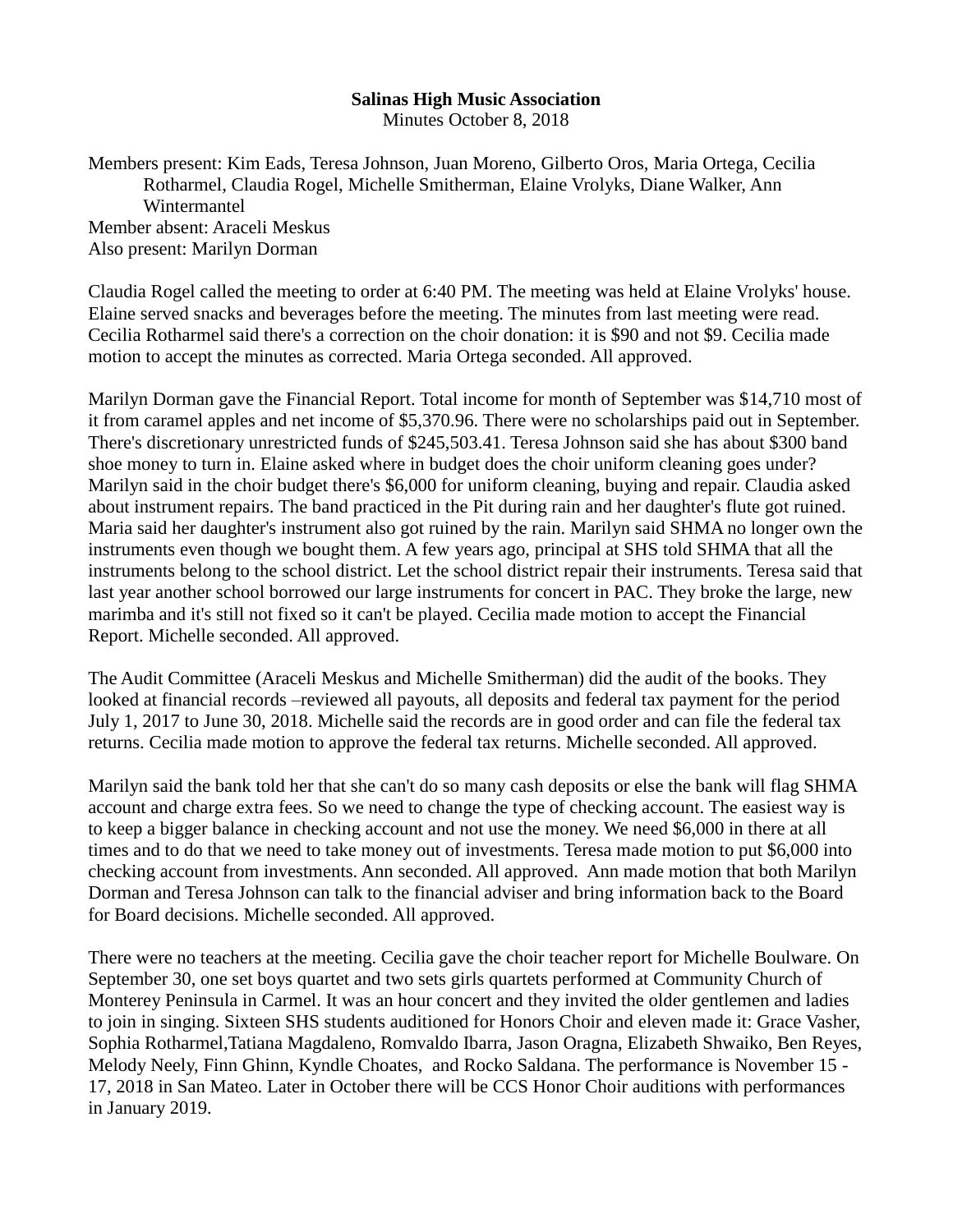**Salinas High Music Association**

Minutes October 8, 2018

Members present: Kim Eads, Teresa Johnson, Juan Moreno, Gilberto Oros, Maria Ortega, Cecilia Rotharmel, Claudia Rogel, Michelle Smitherman, Elaine Vrolyks, Diane Walker, Ann Wintermantel
Member absent: Araceli Meskus
Also present: Marilyn Dorman

Claudia Rogel called the meeting to order at 6:40 PM. The meeting was held at Elaine Vrolyks' house. Elaine served snacks and beverages before the meeting. The minutes from last meeting were read. Cecilia Rotharmel said there's a correction on the choir donation: it is $90 and not $9. Cecilia made motion to accept the minutes as corrected. Maria Ortega seconded. All approved.

Marilyn Dorman gave the Financial Report. Total income for month of September was $14,710 most of it from caramel apples and net income of $5,370.96. There were no scholarships paid out in September. There's discretionary unrestricted funds of $245,503.41. Teresa Johnson said she has about $300 band shoe money to turn in. Elaine asked where in budget does the choir uniform cleaning goes under? Marilyn said in the choir budget there's $6,000 for uniform cleaning, buying and repair. Claudia asked about instrument repairs. The band practiced in the Pit during rain and her daughter's flute got ruined. Maria said her daughter's instrument also got ruined by the rain. Marilyn said SHMA no longer own the instruments even though we bought them. A few years ago, principal at SHS told SHMA that all the instruments belong to the school district. Let the school district repair their instruments. Teresa said that last year another school borrowed our large instruments for concert in PAC. They broke the large, new marimba and it's still not fixed so it can't be played. Cecilia made motion to accept the Financial Report. Michelle seconded. All approved.

The Audit Committee (Araceli Meskus and Michelle Smitherman) did the audit of the books. They looked at financial records –reviewed all payouts, all deposits and federal tax payment for the period July 1, 2017 to June 30, 2018. Michelle said the records are in good order and can file the federal tax returns. Cecilia made motion to approve the federal tax returns. Michelle seconded. All approved.

Marilyn said the bank told her that she can't do so many cash deposits or else the bank will flag SHMA account and charge extra fees. So we need to change the type of checking account. The easiest way is to keep a bigger balance in checking account and not use the money. We need $6,000 in there at all times and to do that we need to take money out of investments. Teresa made motion to put $6,000 into checking account from investments. Ann seconded. All approved. Ann made motion that both Marilyn Dorman and Teresa Johnson can talk to the financial adviser and bring information back to the Board for Board decisions. Michelle seconded. All approved.

There were no teachers at the meeting. Cecilia gave the choir teacher report for Michelle Boulware. On September 30, one set boys quartet and two sets girls quartets performed at Community Church of Monterey Peninsula in Carmel. It was an hour concert and they invited the older gentlemen and ladies to join in singing. Sixteen SHS students auditioned for Honors Choir and eleven made it: Grace Vasher, Sophia Rotharmel,Tatiana Magdaleno, Romvaldo Ibarra, Jason Oragna, Elizabeth Shwaiko, Ben Reyes, Melody Neely, Finn Ghinn, Kyndle Choates, and Rocko Saldana. The performance is November 15 - 17, 2018 in San Mateo. Later in October there will be CCS Honor Choir auditions with performances in January 2019.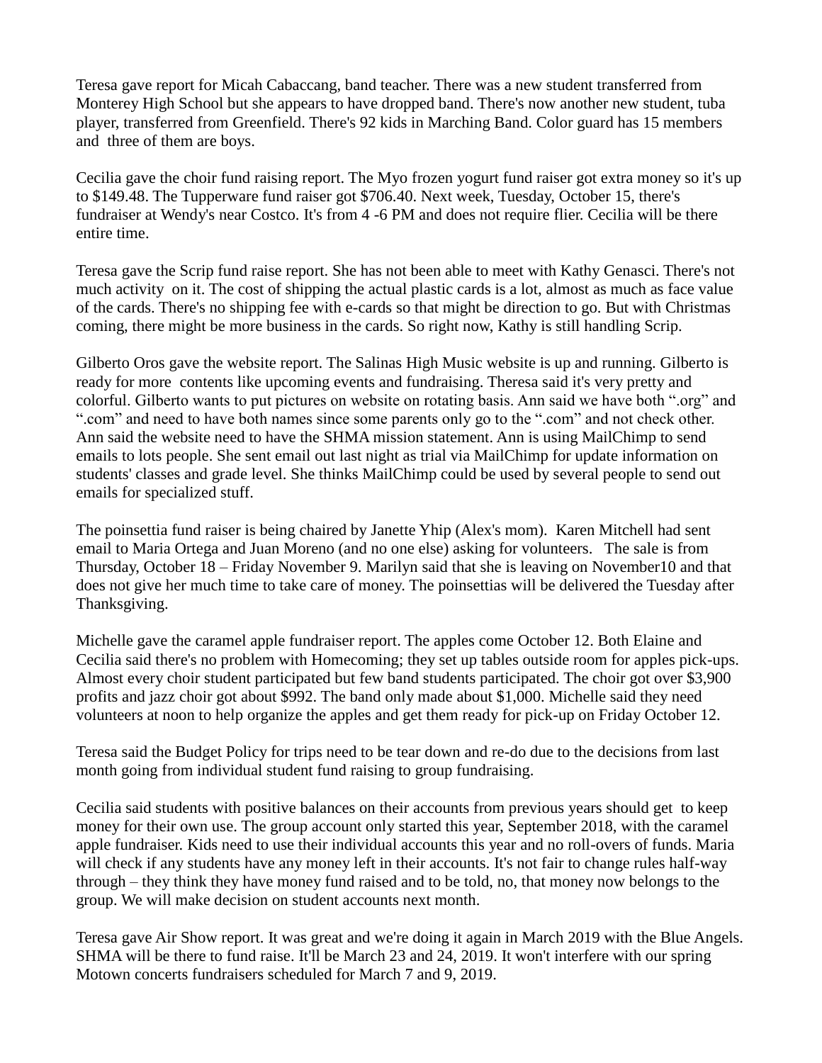Teresa gave report for Micah Cabaccang, band teacher. There was a new student transferred from Monterey High School but she appears to have dropped band. There's now another new student, tuba player, transferred from Greenfield. There's 92 kids in Marching Band. Color guard has 15 members and three of them are boys.

Cecilia gave the choir fund raising report. The Myo frozen yogurt fund raiser got extra money so it's up to $149.48. The Tupperware fund raiser got $706.40. Next week, Tuesday, October 15, there's fundraiser at Wendy's near Costco. It's from 4 -6 PM and does not require flier. Cecilia will be there entire time.

Teresa gave the Scrip fund raise report. She has not been able to meet with Kathy Genasci. There's not much activity on it. The cost of shipping the actual plastic cards is a lot, almost as much as face value of the cards. There's no shipping fee with e-cards so that might be direction to go. But with Christmas coming, there might be more business in the cards. So right now, Kathy is still handling Scrip.

Gilberto Oros gave the website report. The Salinas High Music website is up and running. Gilberto is ready for more contents like upcoming events and fundraising. Theresa said it's very pretty and colorful. Gilberto wants to put pictures on website on rotating basis. Ann said we have both ".org" and ".com" and need to have both names since some parents only go to the ".com" and not check other. Ann said the website need to have the SHMA mission statement. Ann is using MailChimp to send emails to lots people. She sent email out last night as trial via MailChimp for update information on students' classes and grade level. She thinks MailChimp could be used by several people to send out emails for specialized stuff.

The poinsettia fund raiser is being chaired by Janette Yhip (Alex's mom). Karen Mitchell had sent email to Maria Ortega and Juan Moreno (and no one else) asking for volunteers. The sale is from Thursday, October 18 – Friday November 9. Marilyn said that she is leaving on November10 and that does not give her much time to take care of money. The poinsettias will be delivered the Tuesday after Thanksgiving.

Michelle gave the caramel apple fundraiser report. The apples come October 12. Both Elaine and Cecilia said there's no problem with Homecoming; they set up tables outside room for apples pick-ups. Almost every choir student participated but few band students participated. The choir got over $3,900 profits and jazz choir got about $992. The band only made about $1,000. Michelle said they need volunteers at noon to help organize the apples and get them ready for pick-up on Friday October 12.

Teresa said the Budget Policy for trips need to be tear down and re-do due to the decisions from last month going from individual student fund raising to group fundraising.

Cecilia said students with positive balances on their accounts from previous years should get to keep money for their own use. The group account only started this year, September 2018, with the caramel apple fundraiser. Kids need to use their individual accounts this year and no roll-overs of funds. Maria will check if any students have any money left in their accounts. It's not fair to change rules half-way through – they think they have money fund raised and to be told, no, that money now belongs to the group. We will make decision on student accounts next month.

Teresa gave Air Show report. It was great and we're doing it again in March 2019 with the Blue Angels. SHMA will be there to fund raise. It'll be March 23 and 24, 2019. It won't interfere with our spring Motown concerts fundraisers scheduled for March 7 and 9, 2019.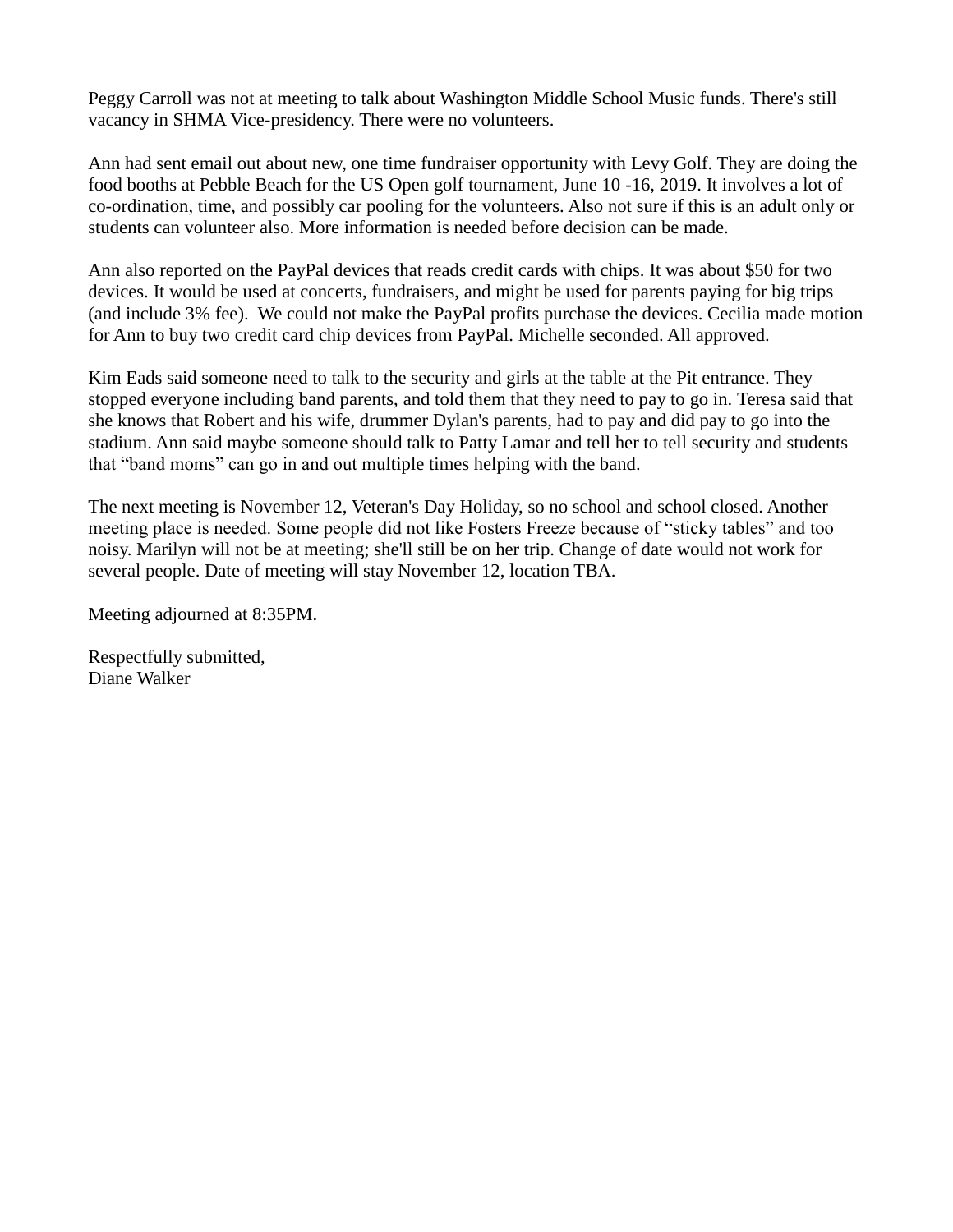Peggy Carroll was not at meeting to talk about Washington Middle School Music funds. There's still vacancy in SHMA Vice-presidency. There were no volunteers.

Ann had sent email out about new, one time fundraiser opportunity with Levy Golf. They are doing the food booths at Pebble Beach for the US Open golf tournament, June 10 -16, 2019. It involves a lot of co-ordination, time, and possibly car pooling for the volunteers. Also not sure if this is an adult only or students can volunteer also. More information is needed before decision can be made.

Ann also reported on the PayPal devices that reads credit cards with chips. It was about $50 for two devices. It would be used at concerts, fundraisers, and might be used for parents paying for big trips (and include 3% fee). We could not make the PayPal profits purchase the devices. Cecilia made motion for Ann to buy two credit card chip devices from PayPal. Michelle seconded. All approved.

Kim Eads said someone need to talk to the security and girls at the table at the Pit entrance. They stopped everyone including band parents, and told them that they need to pay to go in. Teresa said that she knows that Robert and his wife, drummer Dylan's parents, had to pay and did pay to go into the stadium. Ann said maybe someone should talk to Patty Lamar and tell her to tell security and students that "band moms" can go in and out multiple times helping with the band.

The next meeting is November 12, Veteran's Day Holiday, so no school and school closed. Another meeting place is needed. Some people did not like Fosters Freeze because of "sticky tables" and too noisy. Marilyn will not be at meeting; she'll still be on her trip. Change of date would not work for several people. Date of meeting will stay November 12, location TBA.

Meeting adjourned at 8:35PM.

Respectfully submitted,  
Diane Walker